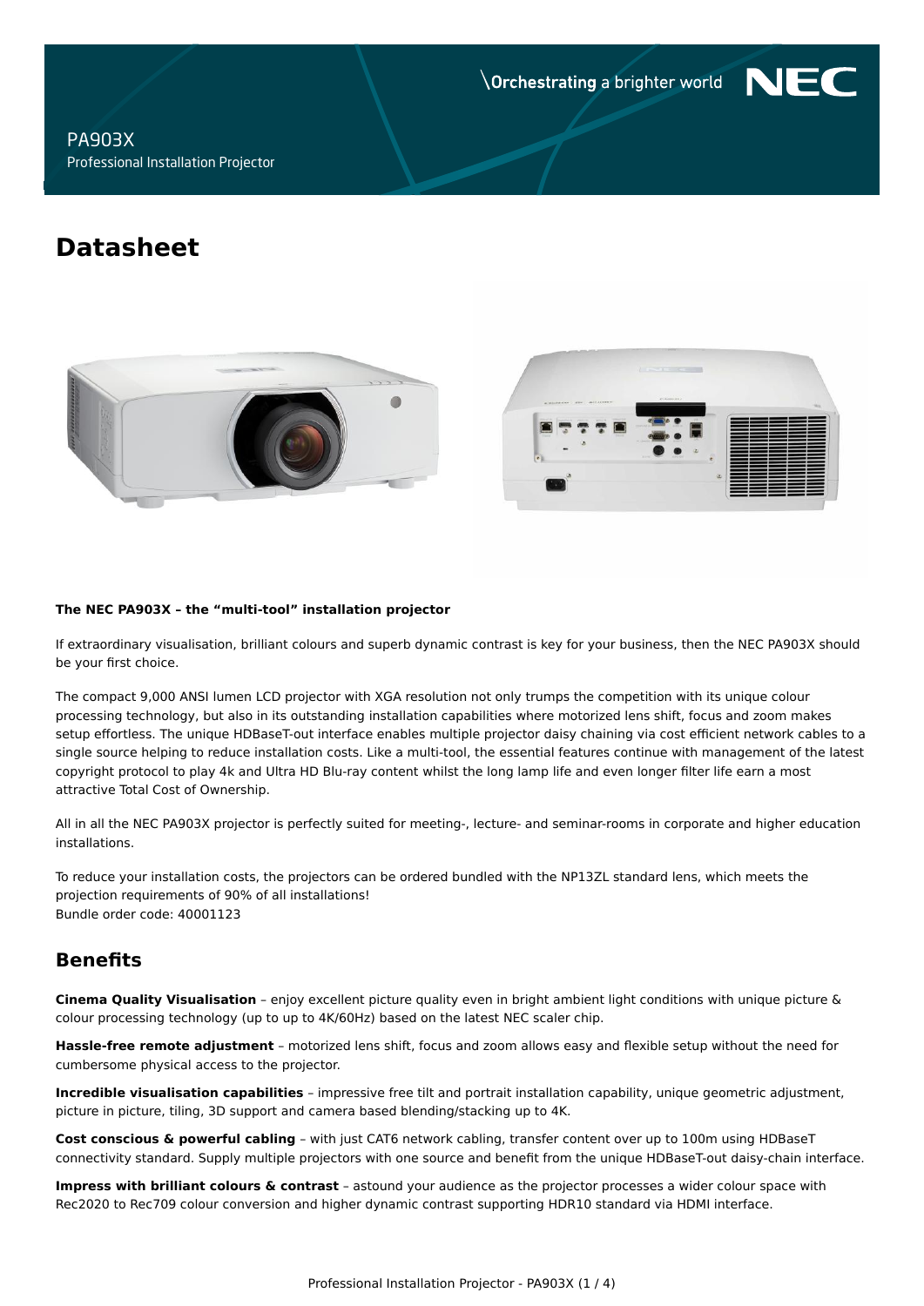\Orchestrating a brighter world NEC

PA903X

Professional Installation Projector

# Datasheet

**The NEC PA903X – the "multi-tool" installation projector**

If extraordinary visualisation, brilliant colours and superb dynamic contrast is key for your business, then the NEC PA903X should be your first choice.

The compact 9,000 ANSI lumen LCD projector with XGA resolution not only trumps the competition with its unique colour processing technology, but also in its outstanding installation capabilities where motorized lens shift, focus and zoom makes setup effortless. The unique HDBaseT-out interface enables multiple projector daisy chaining via cost efficient network cables to a single source helping to reduce installation costs. Like a multi-tool, the essential features continue with management of the latest copyright protocol to play 4k and Ultra HD Blu-ray content whilst the long lamp life and even longer filter life earn a most attractive Total Cost of Ownership.

All in all the NEC PA903X projector is perfectly suited for meeting-, lecture- and seminar-rooms in corporate and higher education installations.

To reduce your installation costs, the projectors can be ordered bundled with the NP13ZL standard lens, which meets the projection requirements of 90% of all installations!
Bundle order code: 40001123

## Benefits

**Cinema Quality Visualisation** – enjoy excellent picture quality even in bright ambient light conditions with unique picture & colour processing technology (up to up to 4K/60Hz) based on the latest NEC scaler chip.

**Hassle-free remote adjustment** – motorized lens shift, focus and zoom allows easy and flexible setup without the need for cumbersome physical access to the projector.

**Incredible visualisation capabilities** – impressive free tilt and portrait installation capability, unique geometric adjustment, picture in picture, tiling, 3D support and camera based blending/stacking up to 4K.

**Cost conscious & powerful cabling** – with just CAT6 network cabling, transfer content over up to 100m using HDBaseT connectivity standard. Supply multiple projectors with one source and benefit from the unique HDBaseT-out daisy-chain interface.

**Impress with brilliant colours & contrast** – astound your audience as the projector processes a wider colour space with Rec2020 to Rec709 colour conversion and higher dynamic contrast supporting HDR10 standard via HDMI interface.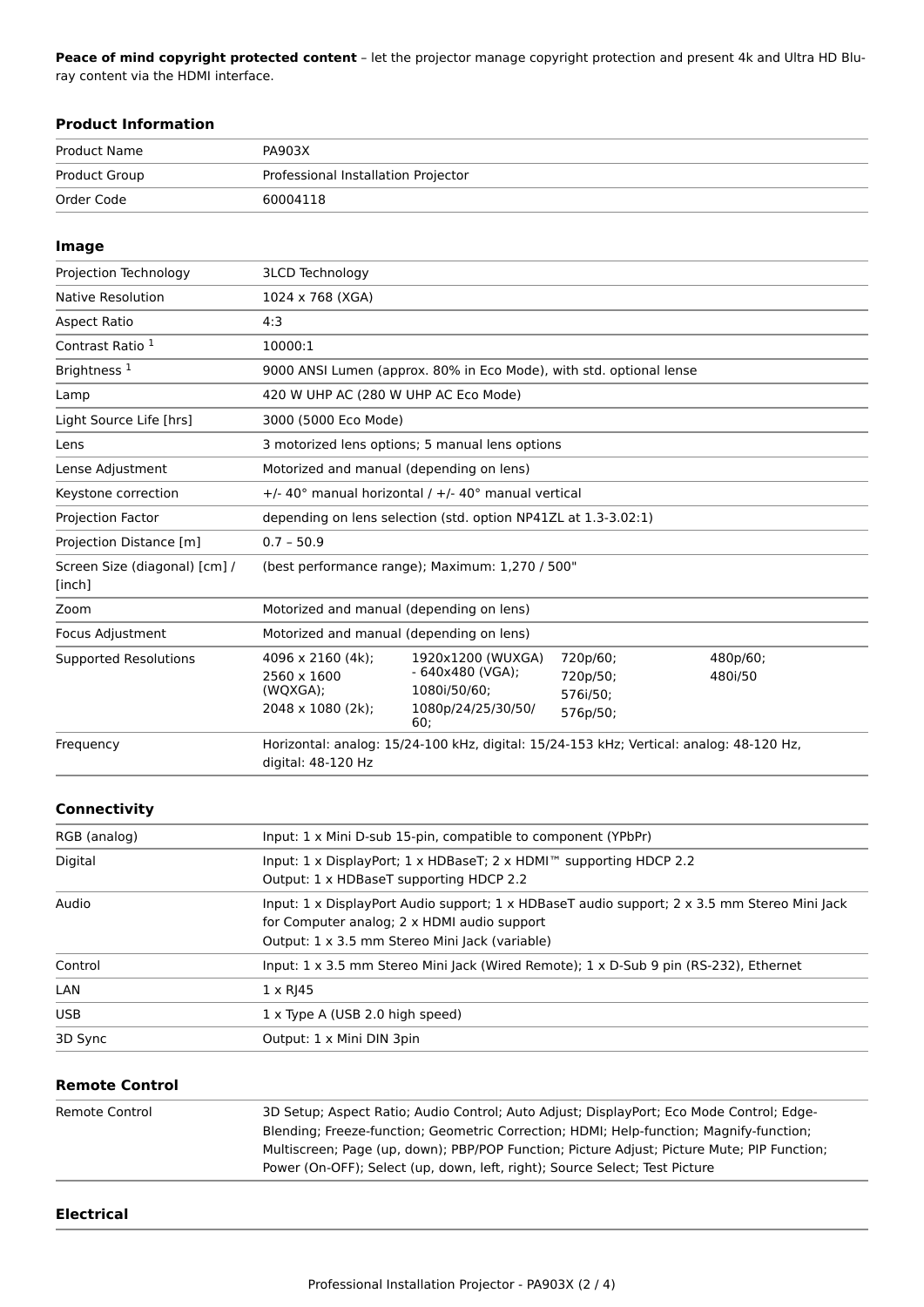**Peace of mind copyright protected content** – let the projector manage copyright protection and present 4k and Ultra HD Blu-ray content via the HDMI interface.

## Product Information

| | |
|---|---|
| Product Name | PA903X |
| Product Group | Professional Installation Projector |
| Order Code | 60004118 |

## Image

| | |
|---|---|
| Projection Technology | 3LCD Technology |
| Native Resolution | 1024 x 768 (XGA) |
| Aspect Ratio | 4:3 |
| Contrast Ratio [1] | 10000:1 |
| Brightness [1] | 9000 ANSI Lumen (approx. 80% in Eco Mode), with std. optional lense |
| Lamp | 420 W UHP AC (280 W UHP AC Eco Mode) |
| Light Source Life [hrs] | 3000 (5000 Eco Mode) |
| Lens | 3 motorized lens options; 5 manual lens options |
| Lense Adjustment | Motorized and manual (depending on lens) |
| Keystone correction | +/- 40° manual horizontal / +/- 40° manual vertical |
| Projection Factor | depending on lens selection (std. option NP41ZL at 1.3-3.02:1) |
| Projection Distance [m] | 0.7 – 50.9 |
| Screen Size (diagonal) [cm] / [inch] | (best performance range); Maximum: 1,270 / 500" |
| Zoom | Motorized and manual (depending on lens) |
| Focus Adjustment | Motorized and manual (depending on lens) |
| Supported Resolutions | 4096 x 2160 (4k); 2560 x 1600 (WQXGA); 2048 x 1080 (2k); 1920x1200 (WUXGA) - 640x480 (VGA); 1080i/50/60; 1080p/24/25/30/50/60; 720p/60; 720p/50; 576i/50; 576p/50; 480p/60; 480i/50 |
| Frequency | Horizontal: analog: 15/24-100 kHz, digital: 15/24-153 kHz; Vertical: analog: 48-120 Hz, digital: 48-120 Hz |

## Connectivity

| | |
|---|---|
| RGB (analog) | Input: 1 x Mini D-sub 15-pin, compatible to component (YPbPr) |
| Digital | Input: 1 x DisplayPort; 1 x HDBaseT; 2 x HDMI™ supporting HDCP 2.2<br>Output: 1 x HDBaseT supporting HDCP 2.2 |
| Audio | Input: 1 x DisplayPort Audio support; 1 x HDBaseT audio support; 2 x 3.5 mm Stereo Mini Jack for Computer analog; 2 x HDMI audio support<br>Output: 1 x 3.5 mm Stereo Mini Jack (variable) |
| Control | Input: 1 x 3.5 mm Stereo Mini Jack (Wired Remote); 1 x D-Sub 9 pin (RS-232), Ethernet |
| LAN | 1 x RJ45 |
| USB | 1 x Type A (USB 2.0 high speed) |
| 3D Sync | Output: 1 x Mini DIN 3pin |

## Remote Control

| | |
|---|---|
| Remote Control | 3D Setup; Aspect Ratio; Audio Control; Auto Adjust; DisplayPort; Eco Mode Control; Edge-Blending; Freeze-function; Geometric Correction; HDMI; Help-function; Magnify-function; Multiscreen; Page (up, down); PBP/POP Function; Picture Adjust; Picture Mute; PIP Function; Power (On-OFF); Select (up, down, left, right); Source Select; Test Picture |

## Electrical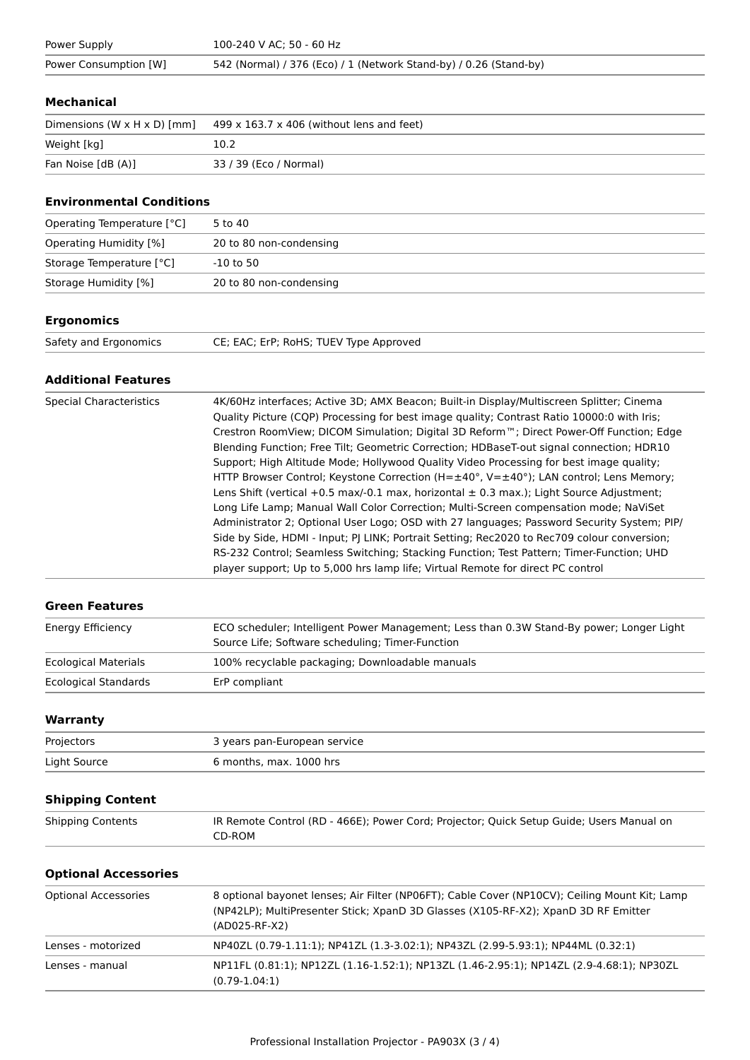| | |
|---|---|
| Power Supply | 100-240 V AC; 50 - 60 Hz |
| Power Consumption [W] | 542 (Normal) / 376 (Eco) / 1 (Network Stand-by) / 0.26 (Stand-by) |

### Mechanical

| | |
|---|---|
| Dimensions (W x H x D) [mm] | 499 x 163.7 x 406 (without lens and feet) |
| Weight [kg] | 10.2 |
| Fan Noise [dB (A)] | 33 / 39 (Eco / Normal) |

### Environmental Conditions

| | |
|---|---|
| Operating Temperature [°C] | 5 to 40 |
| Operating Humidity [%] | 20 to 80 non-condensing |
| Storage Temperature [°C] | -10 to 50 |
| Storage Humidity [%] | 20 to 80 non-condensing |

### Ergonomics

| | |
|---|---|
| Safety and Ergonomics | CE; EAC; ErP; RoHS; TUEV Type Approved |

### Additional Features

| | |
|---|---|
| Special Characteristics | 4K/60Hz interfaces; Active 3D; AMX Beacon; Built-in Display/Multiscreen Splitter; Cinema Quality Picture (CQP) Processing for best image quality; Contrast Ratio 10000:0 with Iris; Crestron RoomView; DICOM Simulation; Digital 3D Reform™; Direct Power-Off Function; Edge Blending Function; Free Tilt; Geometric Correction; HDBaseT-out signal connection; HDR10 Support; High Altitude Mode; Hollywood Quality Video Processing for best image quality; HTTP Browser Control; Keystone Correction (H=±40°, V=±40°); LAN control; Lens Memory; Lens Shift (vertical +0.5 max/-0.1 max, horizontal ± 0.3 max.); Light Source Adjustment; Long Life Lamp; Manual Wall Color Correction; Multi-Screen compensation mode; NaViSet Administrator 2; Optional User Logo; OSD with 27 languages; Password Security System; PIP/ Side by Side, HDMI - Input; PJ LINK; Portrait Setting; Rec2020 to Rec709 colour conversion; RS-232 Control; Seamless Switching; Stacking Function; Test Pattern; Timer-Function; UHD player support; Up to 5,000 hrs lamp life; Virtual Remote for direct PC control |

### Green Features

| | |
|---|---|
| Energy Efficiency | ECO scheduler; Intelligent Power Management; Less than 0.3W Stand-By power; Longer Light Source Life; Software scheduling; Timer-Function |
| Ecological Materials | 100% recyclable packaging; Downloadable manuals |
| Ecological Standards | ErP compliant |

### Warranty

| | |
|---|---|
| Projectors | 3 years pan-European service |
| Light Source | 6 months, max. 1000 hrs |

### Shipping Content

| | |
|---|---|
| Shipping Contents | IR Remote Control (RD - 466E); Power Cord; Projector; Quick Setup Guide; Users Manual on CD-ROM |

### Optional Accessories

| | |
|---|---|
| Optional Accessories | 8 optional bayonet lenses; Air Filter (NP06FT); Cable Cover (NP10CV); Ceiling Mount Kit; Lamp (NP42LP); MultiPresenter Stick; XpanD 3D Glasses (X105-RF-X2); XpanD 3D RF Emitter (AD025-RF-X2) |
| Lenses - motorized | NP40ZL (0.79-1.11:1); NP41ZL (1.3-3.02:1); NP43ZL (2.99-5.93:1); NP44ML (0.32:1) |
| Lenses - manual | NP11FL (0.81:1); NP12ZL (1.16-1.52:1); NP13ZL (1.46-2.95:1); NP14ZL (2.9-4.68:1); NP30ZL (0.79-1.04:1) |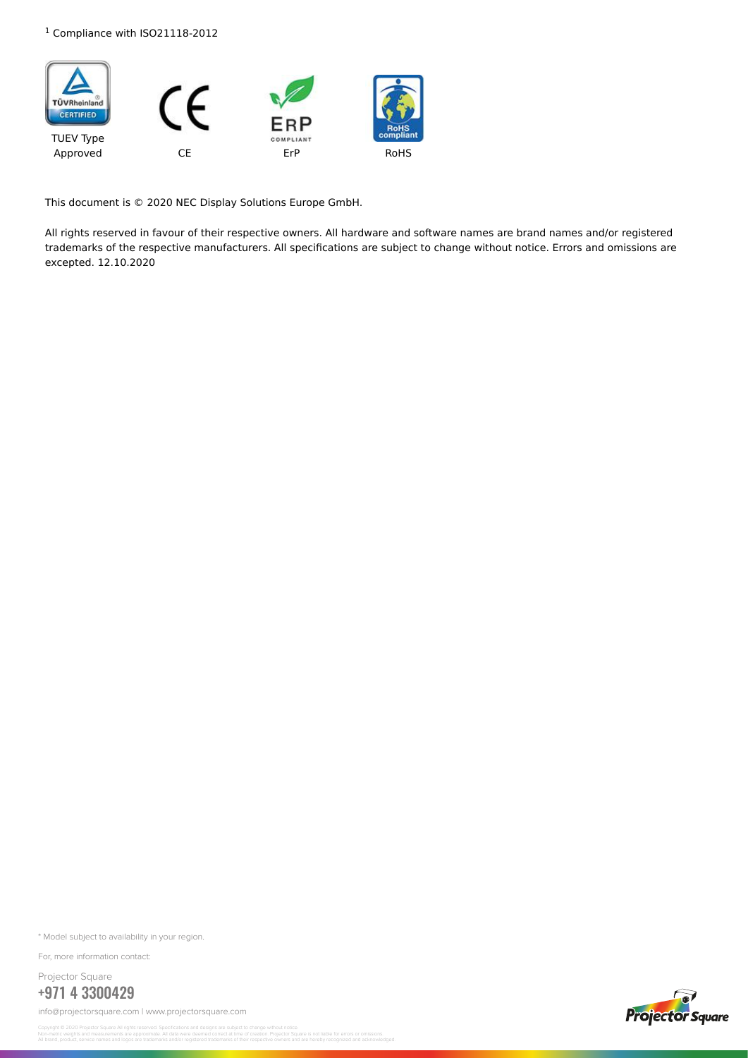[1] Compliance with ISO21118-2012

TUEV Type Approved

CE

ErP

RoHS

This document is © 2020 NEC Display Solutions Europe GmbH.

All rights reserved in favour of their respective owners. All hardware and software names are brand names and/or registered trademarks of the respective manufacturers. All specifications are subject to change without notice. Errors and omissions are excepted. 12.10.2020

* Model subject to availability in your region.

For, more information contact:

Projector Square
+971 4 3300429

info@projectorsquare.com | www.projectorsquare.com

Copyright © 2020 Projector Square All rights reserved. Specifications and designs are subject to change without notice.
Non-metric weights and measurements are approximate. All data were deemed correct at time of creation. Projector Square is not liable for errors or omissions.
All brand, product, service names and logos are trademarks and/or registered trademarks of their respective owners and are hereby recognized and acknowledged.